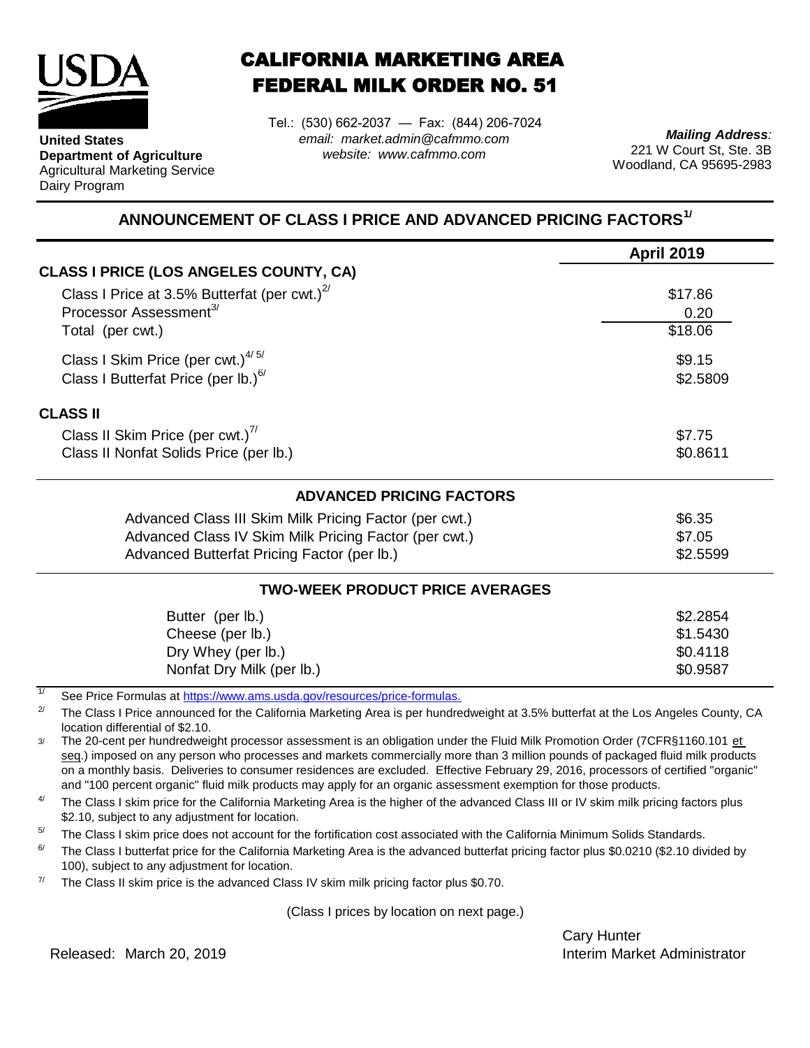**United States Department of Agriculture**
Agricultural Marketing Service
Dairy Program

# CALIFORNIA MARKETING AREA
# FEDERAL MILK ORDER NO. 51

Tel.: (530) 662-2037 — Fax: (844) 206-7024
*email: market.admin@cafmmo.com*
*website: www.cafmmo.com*

***Mailing Address:***
221 W Court St, Ste. 3B
Woodland, CA 95695-2983

## ANNOUNCEMENT OF CLASS I PRICE AND ADVANCED PRICING FACTORS[1/]

| | **April 2019** |
|---|---|
| **CLASS I PRICE (LOS ANGELES COUNTY, CA)** | |
| Class I Price at 3.5% Butterfat (per cwt.)[2/] | \$17.86 |
| Processor Assessment[3/] | 0.20 |
| Total (per cwt.) | \$18.06 |
| Class I Skim Price (per cwt.)[4/ 5/] | \$9.15 |
| Class I Butterfat Price (per lb.)[6/] | \$2.5809 |
| **CLASS II** | |
| Class II Skim Price (per cwt.)[7/] | \$7.75 |
| Class II Nonfat Solids Price (per lb.) | \$0.8611 |

| **ADVANCED PRICING FACTORS** | |
|---|---|
| Advanced Class III Skim Milk Pricing Factor (per cwt.) | \$6.35 |
| Advanced Class IV Skim Milk Pricing Factor (per cwt.) | \$7.05 |
| Advanced Butterfat Pricing Factor (per lb.) | \$2.5599 |

| **TWO-WEEK PRODUCT PRICE AVERAGES** | |
|---|---|
| Butter (per lb.) | \$2.2854 |
| Cheese (per lb.) | \$1.5430 |
| Dry Whey (per lb.) | \$0.4118 |
| Nonfat Dry Milk (per lb.) | \$0.9587 |

1/ See Price Formulas at https://www.ams.usda.gov/resources/price-formulas.

2/ The Class I Price announced for the California Marketing Area is per hundredweight at 3.5% butterfat at the Los Angeles County, CA location differential of \$2.10.

3/ The 20-cent per hundredweight processor assessment is an obligation under the Fluid Milk Promotion Order (7CFR§1160.101 et seq.) imposed on any person who processes and markets commercially more than 3 million pounds of packaged fluid milk products on a monthly basis. Deliveries to consumer residences are excluded. Effective February 29, 2016, processors of certified "organic" and "100 percent organic" fluid milk products may apply for an organic assessment exemption for those products.

4/ The Class I skim price for the California Marketing Area is the higher of the advanced Class III or IV skim milk pricing factors plus \$2.10, subject to any adjustment for location.

5/ The Class I skim price does not account for the fortification cost associated with the California Minimum Solids Standards.

6/ The Class I butterfat price for the California Marketing Area is the advanced butterfat pricing factor plus \$0.0210 (\$2.10 divided by 100), subject to any adjustment for location.

7/ The Class II skim price is the advanced Class IV skim milk pricing factor plus \$0.70.

(Class I prices by location on next page.)

Released: March 20, 2019

Cary Hunter
Interim Market Administrator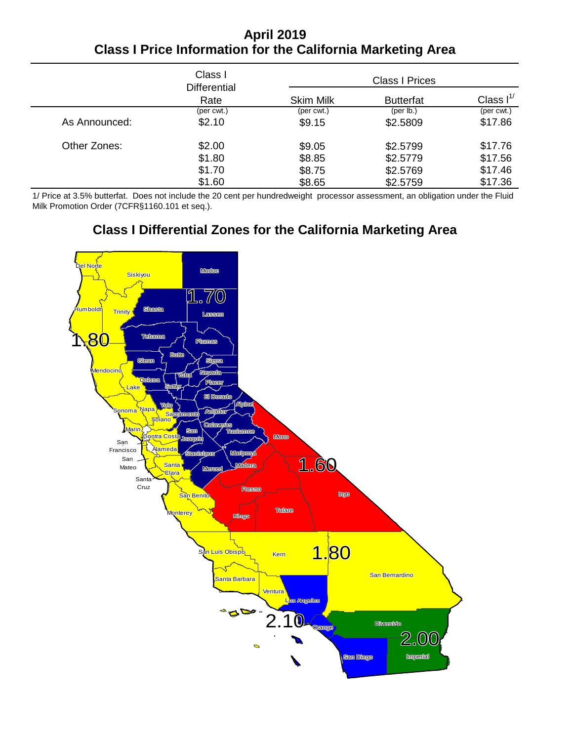# April 2019
# Class I Price Information for the California Marketing Area

| | Class I Differential Rate | Class I Prices | | |
|---|---|---|---|---|
| | | Skim Milk | Butterfat | Class I[1/] |
| | (per cwt.) | (per cwt.) | (per lb.) | (per cwt.) |
| As Announced: | $2.10 | $9.15 | $2.5809 | $17.86 |
| Other Zones: | $2.00 | $9.05 | $2.5799 | $17.76 |
| | $1.80 | $8.85 | $2.5779 | $17.56 |
| | $1.70 | $8.75 | $2.5769 | $17.46 |
| | $1.60 | $8.65 | $2.5759 | $17.36 |

1/ Price at 3.5% butterfat. Does not include the 20 cent per hundredweight processor assessment, an obligation under the Fluid Milk Promotion Order (7CFR§1160.101 et seq.).

## Class I Differential Zones for the California Marketing Area

Del Norte
Siskiyou
Modoc
1.70
Humboldt
Trinity
Shasta
Lassen
1.80
Tehama
Plumas
Butte
Glenn
Sierra
Nevada
Yuba
Mendocino
Colusa
Placer
Lake
Sutter
El Dorado
Yolo
Alpine
Sonoma
Napa
Sacramento
Amador
Solano
Calaveras
Marin
San Joaquin
Tuolumne
Mono
Contra Costa
San Francisco
Alameda
Stanislaus
Mariposa
San Mateo
Santa Clara
Madera
1.60
Merced
Santa Cruz
Fresno
San Benito
Inyo
Tulare
Monterey
Kings
San Luis Obispo
Kern
1.80
San Bernardino
Santa Barbara
Ventura
Los Angeles
2.10
Orange
Riverside
2.00
San Diego
Imperial